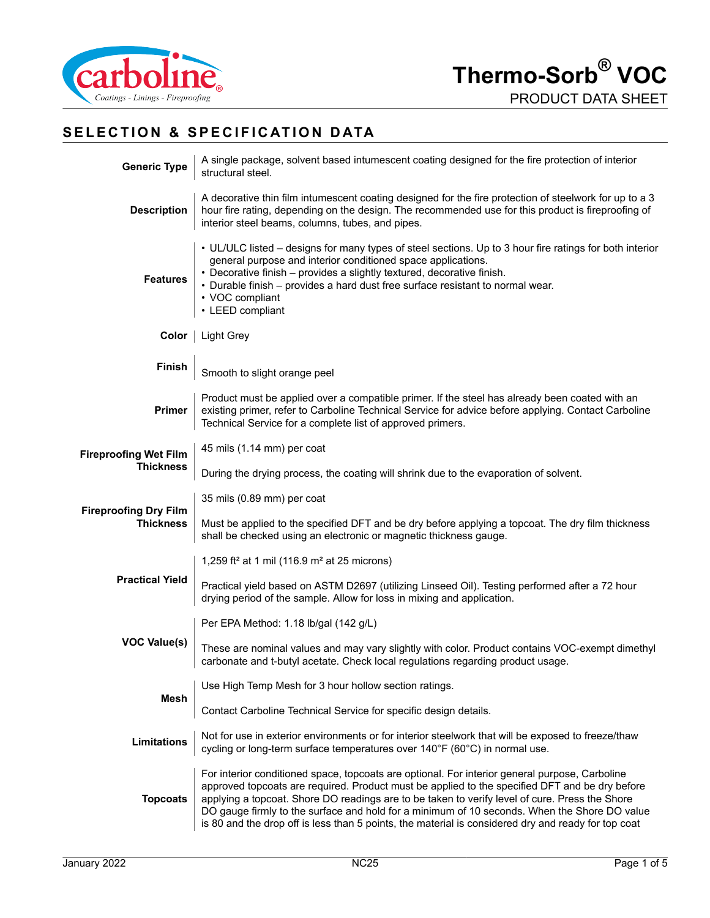# Thermo-Sorb® VOC

PRODUCT DATA SHEET

## SELECTION & SPECIFICATION DATA

| | |
|---|---|
| **Generic Type** | A single package, solvent based intumescent coating designed for the fire protection of interior structural steel. |
| **Description** | A decorative thin film intumescent coating designed for the fire protection of steelwork for up to a 3 hour fire rating, depending on the design. The recommended use for this product is fireproofing of interior steel beams, columns, tubes, and pipes. |
| **Features** | • UL/ULC listed – designs for many types of steel sections. Up to 3 hour fire ratings for both interior general purpose and interior conditioned space applications.<br>• Decorative finish – provides a slightly textured, decorative finish.<br>• Durable finish – provides a hard dust free surface resistant to normal wear.<br>• VOC compliant<br>• LEED compliant |
| **Color** | Light Grey |
| **Finish** | Smooth to slight orange peel |
| **Primer** | Product must be applied over a compatible primer. If the steel has already been coated with an existing primer, refer to Carboline Technical Service for advice before applying. Contact Carboline Technical Service for a complete list of approved primers. |
| **Fireproofing Wet Film Thickness** | 45 mils (1.14 mm) per coat<br><br>During the drying process, the coating will shrink due to the evaporation of solvent. |
| **Fireproofing Dry Film Thickness** | 35 mils (0.89 mm) per coat<br><br>Must be applied to the specified DFT and be dry before applying a topcoat. The dry film thickness shall be checked using an electronic or magnetic thickness gauge. |
| **Practical Yield** | 1,259 ft² at 1 mil (116.9 m² at 25 microns)<br><br>Practical yield based on ASTM D2697 (utilizing Linseed Oil). Testing performed after a 72 hour drying period of the sample. Allow for loss in mixing and application. |
| **VOC Value(s)** | Per EPA Method: 1.18 lb/gal (142 g/L)<br><br>These are nominal values and may vary slightly with color. Product contains VOC-exempt dimethyl carbonate and t-butyl acetate. Check local regulations regarding product usage. |
| **Mesh** | Use High Temp Mesh for 3 hour hollow section ratings.<br><br>Contact Carboline Technical Service for specific design details. |
| **Limitations** | Not for use in exterior environments or for interior steelwork that will be exposed to freeze/thaw cycling or long-term surface temperatures over 140°F (60°C) in normal use. |
| **Topcoats** | For interior conditioned space, topcoats are optional. For interior general purpose, Carboline approved topcoats are required. Product must be applied to the specified DFT and be dry before applying a topcoat. Shore DO readings are to be taken to verify level of cure. Press the Shore DO gauge firmly to the surface and hold for a minimum of 10 seconds. When the Shore DO value is 80 and the drop off is less than 5 points, the material is considered dry and ready for top coat |

January 2022 NC25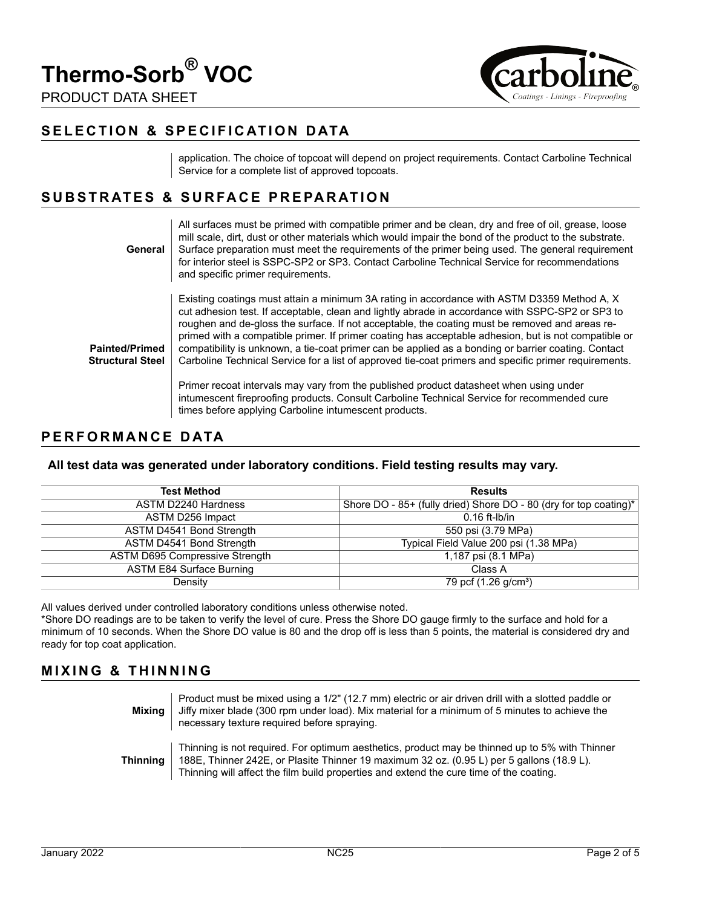## SELECTION & SPECIFICATION DATA

application. The choice of topcoat will depend on project requirements. Contact Carboline Technical Service for a complete list of approved topcoats.

## SUBSTRATES & SURFACE PREPARATION

**General**

All surfaces must be primed with compatible primer and be clean, dry and free of oil, grease, loose mill scale, dirt, dust or other materials which would impair the bond of the product to the substrate. Surface preparation must meet the requirements of the primer being used. The general requirement for interior steel is SSPC-SP2 or SP3. Contact Carboline Technical Service for recommendations and specific primer requirements.

**Painted/Primed Structural Steel**

Existing coatings must attain a minimum 3A rating in accordance with ASTM D3359 Method A, X cut adhesion test. If acceptable, clean and lightly abrade in accordance with SSPC-SP2 or SP3 to roughen and de-gloss the surface. If not acceptable, the coating must be removed and areas re-primed with a compatible primer. If primer coating has acceptable adhesion, but is not compatible or compatibility is unknown, a tie-coat primer can be applied as a bonding or barrier coating. Contact Carboline Technical Service for a list of approved tie-coat primers and specific primer requirements.

Primer recoat intervals may vary from the published product datasheet when using under intumescent fireproofing products. Consult Carboline Technical Service for recommended cure times before applying Carboline intumescent products.

## PERFORMANCE DATA

**All test data was generated under laboratory conditions. Field testing results may vary.**

| Test Method | Results |
|---|---|
| ASTM D2240 Hardness | Shore DO - 85+ (fully dried) Shore DO - 80 (dry for top coating)* |
| ASTM D256 Impact | 0.16 ft-lb/in |
| ASTM D4541 Bond Strength | 550 psi (3.79 MPa) |
| ASTM D4541 Bond Strength | Typical Field Value 200 psi (1.38 MPa) |
| ASTM D695 Compressive Strength | 1,187 psi (8.1 MPa) |
| ASTM E84 Surface Burning | Class A |
| Density | 79 pcf (1.26 g/cm$^3$) |

All values derived under controlled laboratory conditions unless otherwise noted.
*Shore DO readings are to be taken to verify the level of cure. Press the Shore DO gauge firmly to the surface and hold for a minimum of 10 seconds. When the Shore DO value is 80 and the drop off is less than 5 points, the material is considered dry and ready for top coat application.

## MIXING & THINNING

**Mixing**

Product must be mixed using a 1/2" (12.7 mm) electric or air driven drill with a slotted paddle or Jiffy mixer blade (300 rpm under load). Mix material for a minimum of 5 minutes to achieve the necessary texture required before spraying.

**Thinning**

Thinning is not required. For optimum aesthetics, product may be thinned up to 5% with Thinner 188E, Thinner 242E, or Plasite Thinner 19 maximum 32 oz. (0.95 L) per 5 gallons (18.9 L). Thinning will affect the film build properties and extend the cure time of the coating.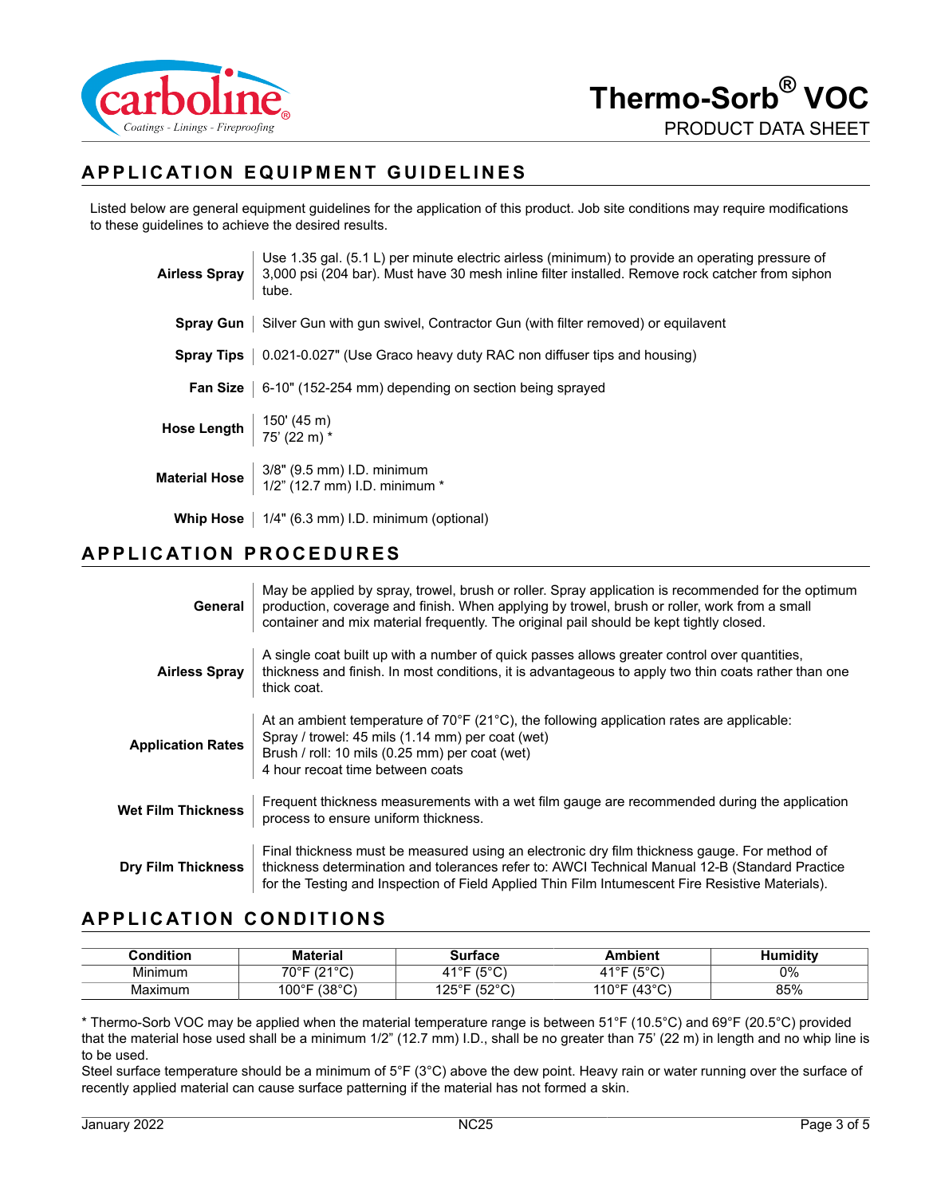## APPLICATION EQUIPMENT GUIDELINES

Listed below are general equipment guidelines for the application of this product. Job site conditions may require modifications to these guidelines to achieve the desired results.

| | |
|---|---|
| **Airless Spray** | Use 1.35 gal. (5.1 L) per minute electric airless (minimum) to provide an operating pressure of 3,000 psi (204 bar). Must have 30 mesh inline filter installed. Remove rock catcher from siphon tube. |
| **Spray Gun** | Silver Gun with gun swivel, Contractor Gun (with filter removed) or equilavent |
| **Spray Tips** | 0.021-0.027" (Use Graco heavy duty RAC non diffuser tips and housing) |
| **Fan Size** | 6-10" (152-254 mm) depending on section being sprayed |
| **Hose Length** | 150' (45 m)<br>75' (22 m) * |
| **Material Hose** | 3/8" (9.5 mm) I.D. minimum<br>1/2" (12.7 mm) I.D. minimum * |
| **Whip Hose** | 1/4" (6.3 mm) I.D. minimum (optional) |

## APPLICATION PROCEDURES

| | |
|---|---|
| **General** | May be applied by spray, trowel, brush or roller. Spray application is recommended for the optimum production, coverage and finish. When applying by trowel, brush or roller, work from a small container and mix material frequently. The original pail should be kept tightly closed. |
| **Airless Spray** | A single coat built up with a number of quick passes allows greater control over quantities, thickness and finish. In most conditions, it is advantageous to apply two thin coats rather than one thick coat. |
| **Application Rates** | At an ambient temperature of 70°F (21°C), the following application rates are applicable:<br>Spray / trowel: 45 mils (1.14 mm) per coat (wet)<br>Brush / roll: 10 mils (0.25 mm) per coat (wet)<br>4 hour recoat time between coats |
| **Wet Film Thickness** | Frequent thickness measurements with a wet film gauge are recommended during the application process to ensure uniform thickness. |
| **Dry Film Thickness** | Final thickness must be measured using an electronic dry film thickness gauge. For method of thickness determination and tolerances refer to: AWCI Technical Manual 12-B (Standard Practice for the Testing and Inspection of Field Applied Thin Film Intumescent Fire Resistive Materials). |

## APPLICATION CONDITIONS

| Condition | Material | Surface | Ambient | Humidity |
|---|---|---|---|---|
| Minimum | 70°F (21°C) | 41°F (5°C) | 41°F (5°C) | 0% |
| Maximum | 100°F (38°C) | 125°F (52°C) | 110°F (43°C) | 85% |

* Thermo-Sorb VOC may be applied when the material temperature range is between 51°F (10.5°C) and 69°F (20.5°C) provided that the material hose used shall be a minimum 1/2" (12.7 mm) I.D., shall be no greater than 75' (22 m) in length and no whip line is to be used.

Steel surface temperature should be a minimum of 5°F (3°C) above the dew point. Heavy rain or water running over the surface of recently applied material can cause surface patterning if the material has not formed a skin.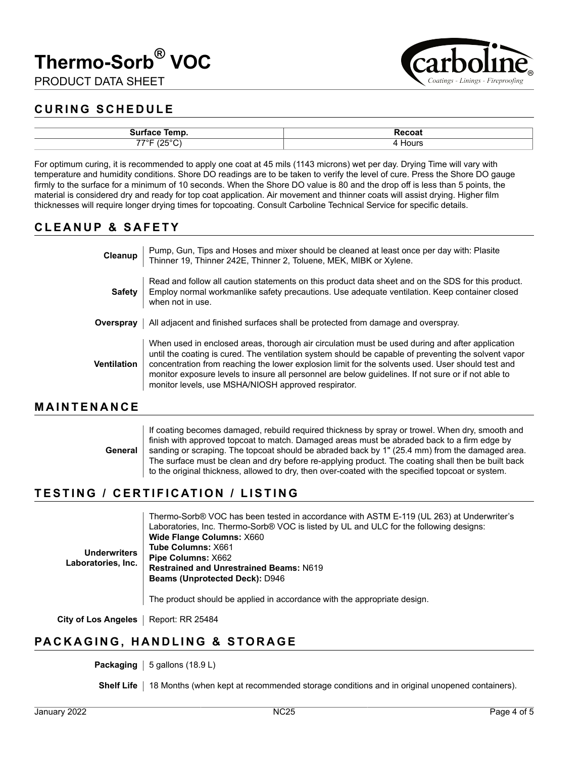## CURING SCHEDULE

| Surface Temp. | Recoat |
| --- | --- |
| 77°F (25°C) | 4 Hours |

For optimum curing, it is recommended to apply one coat at 45 mils (1143 microns) wet per day. Drying Time will vary with temperature and humidity conditions. Shore DO readings are to be taken to verify the level of cure. Press the Shore DO gauge firmly to the surface for a minimum of 10 seconds. When the Shore DO value is 80 and the drop off is less than 5 points, the material is considered dry and ready for top coat application. Air movement and thinner coats will assist drying. Higher film thicknesses will require longer drying times for topcoating. Consult Carboline Technical Service for specific details.

## CLEANUP & SAFETY

**Cleanup** Pump, Gun, Tips and Hoses and mixer should be cleaned at least once per day with: Plasite Thinner 19, Thinner 242E, Thinner 2, Toluene, MEK, MIBK or Xylene.

**Safety** Read and follow all caution statements on this product data sheet and on the SDS for this product. Employ normal workmanlike safety precautions. Use adequate ventilation. Keep container closed when not in use.

**Overspray** All adjacent and finished surfaces shall be protected from damage and overspray.

**Ventilation** When used in enclosed areas, thorough air circulation must be used during and after application until the coating is cured. The ventilation system should be capable of preventing the solvent vapor concentration from reaching the lower explosion limit for the solvents used. User should test and monitor exposure levels to insure all personnel are below guidelines. If not sure or if not able to monitor levels, use MSHA/NIOSH approved respirator.

## MAINTENANCE

**General** If coating becomes damaged, rebuild required thickness by spray or trowel. When dry, smooth and finish with approved topcoat to match. Damaged areas must be abraded back to a firm edge by sanding or scraping. The topcoat should be abraded back by 1" (25.4 mm) from the damaged area. The surface must be clean and dry before re-applying product. The coating shall then be built back to the original thickness, allowed to dry, then over-coated with the specified topcoat or system.

## TESTING / CERTIFICATION / LISTING

**Underwriters Laboratories, Inc.** Thermo-Sorb® VOC has been tested in accordance with ASTM E-119 (UL 263) at Underwriter's Laboratories, Inc. Thermo-Sorb® VOC is listed by UL and ULC for the following designs:

**Wide Flange Columns:** X660
**Tube Columns:** X661
**Pipe Columns:** X662
**Restrained and Unrestrained Beams:** N619
**Beams (Unprotected Deck):** D946

The product should be applied in accordance with the appropriate design.

**City of Los Angeles** Report: RR 25484

## PACKAGING, HANDLING & STORAGE

**Packaging** 5 gallons (18.9 L)

**Shelf Life** 18 Months (when kept at recommended storage conditions and in original unopened containers).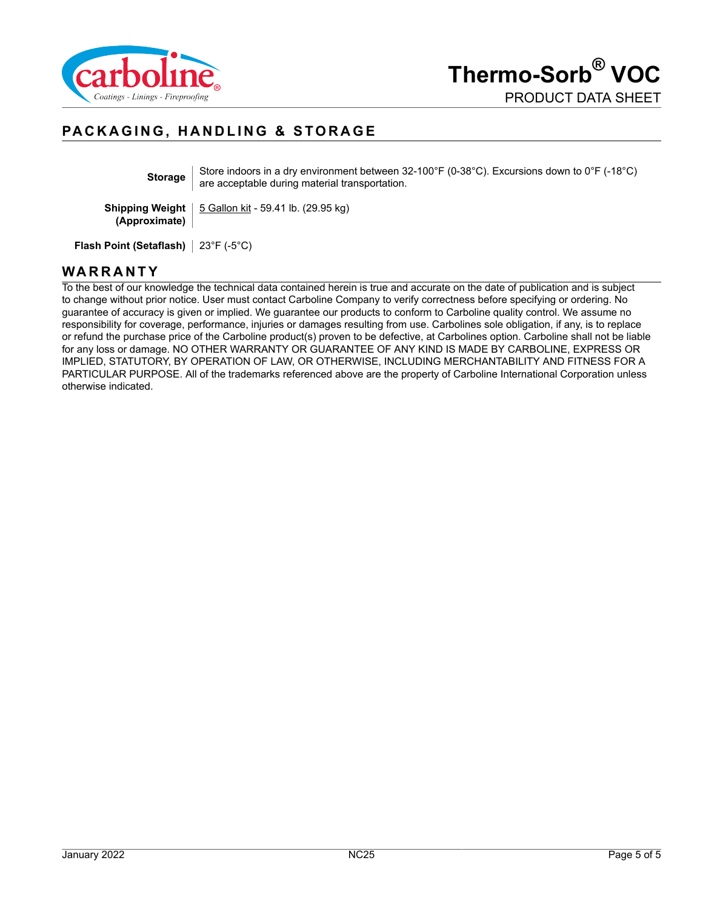## PACKAGING, HANDLING & STORAGE

| | |
|---|---|
| **Storage** | Store indoors in a dry environment between 32-100°F (0-38°C). Excursions down to 0°F (-18°C) are acceptable during material transportation. |
| **Shipping Weight (Approximate)** | 5 Gallon kit - 59.41 lb. (29.95 kg) |
| **Flash Point (Setaflash)** | 23°F (-5°C) |

## WARRANTY

To the best of our knowledge the technical data contained herein is true and accurate on the date of publication and is subject to change without prior notice. User must contact Carboline Company to verify correctness before specifying or ordering. No guarantee of accuracy is given or implied. We guarantee our products to conform to Carboline quality control. We assume no responsibility for coverage, performance, injuries or damages resulting from use. Carbolines sole obligation, if any, is to replace or refund the purchase price of the Carboline product(s) proven to be defective, at Carbolines option. Carboline shall not be liable for any loss or damage. NO OTHER WARRANTY OR GUARANTEE OF ANY KIND IS MADE BY CARBOLINE, EXPRESS OR IMPLIED, STATUTORY, BY OPERATION OF LAW, OR OTHERWISE, INCLUDING MERCHANTABILITY AND FITNESS FOR A PARTICULAR PURPOSE. All of the trademarks referenced above are the property of Carboline International Corporation unless otherwise indicated.